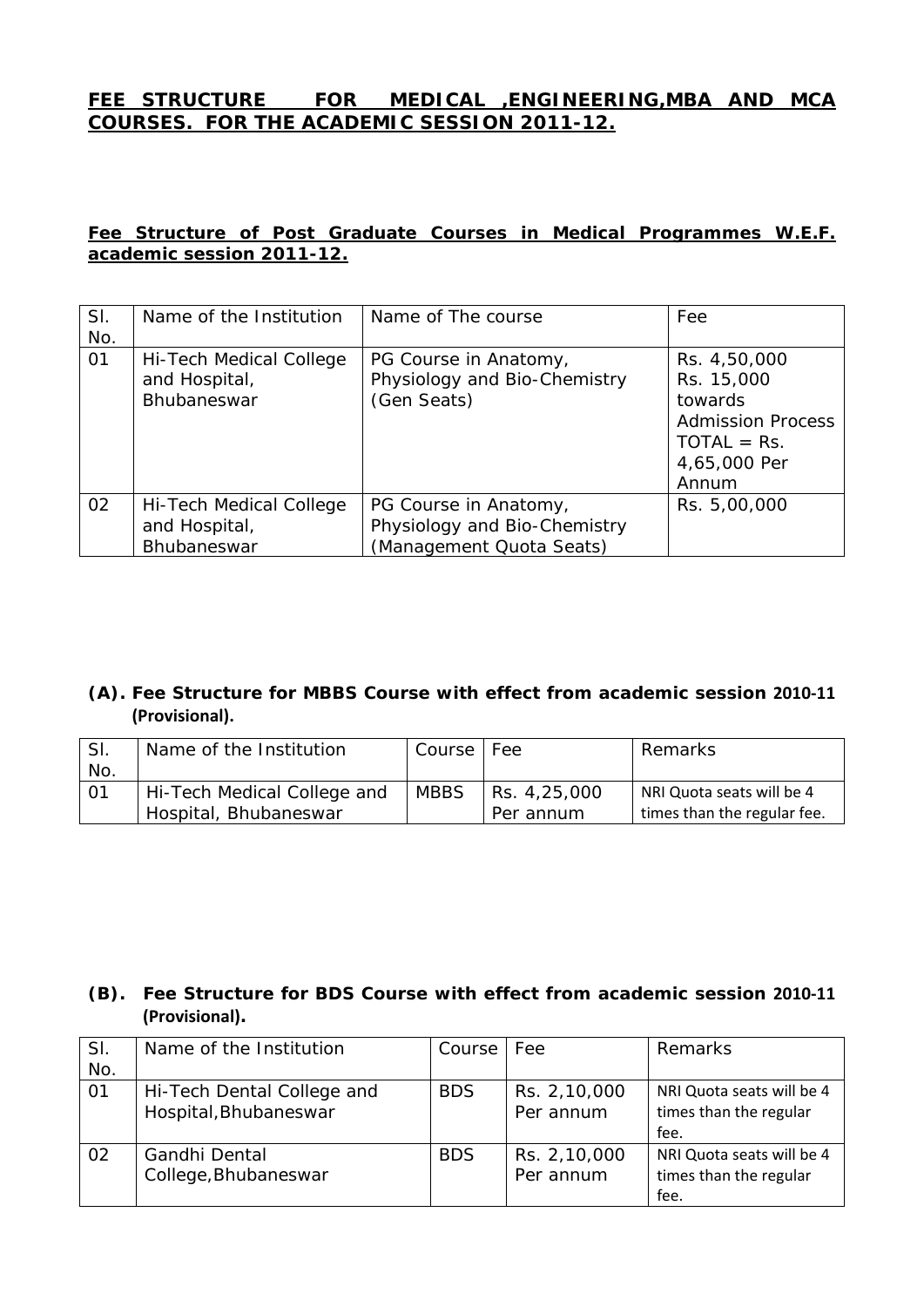## FEE STRUCTURE FOR MEDICAL ,ENGINEERING,MBA AND MCA COURSES. FOR THE ACADEMIC SESSION 2011-12.

### Fee Structure of Post Graduate Courses in Medical Programmes W.E.F. academic session 2011-12.

| Sl. No. | Name of the Institution | Name of The course | Fee |
|---|---|---|---|
| 01 | Hi-Tech Medical College and Hospital, Bhubaneswar | PG Course in Anatomy, Physiology and Bio-Chemistry (Gen Seats) | Rs. 4,50,000 Rs. 15,000 towards Admission Process TOTAL = Rs. 4,65,000 Per Annum |
| 02 | Hi-Tech Medical College and Hospital, Bhubaneswar | PG Course in Anatomy, Physiology and Bio-Chemistry (Management Quota Seats) | Rs. 5,00,000 |

### (A). Fee Structure for MBBS Course with effect from academic session 2010-11 (Provisional).

| Sl. No. | Name of the Institution | Course | Fee | Remarks |
|---|---|---|---|---|
| 01 | Hi-Tech Medical College and Hospital, Bhubaneswar | MBBS | Rs. 4,25,000 Per annum | NRI Quota seats will be 4 times than the regular fee. |

### (B). Fee Structure for BDS Course with effect from academic session 2010-11 (Provisional).

| Sl. No. | Name of the Institution | Course | Fee | Remarks |
|---|---|---|---|---|
| 01 | Hi-Tech Dental College and Hospital,Bhubaneswar | BDS | Rs. 2,10,000 Per annum | NRI Quota seats will be 4 times than the regular fee. |
| 02 | Gandhi Dental College,Bhubaneswar | BDS | Rs. 2,10,000 Per annum | NRI Quota seats will be 4 times than the regular fee. |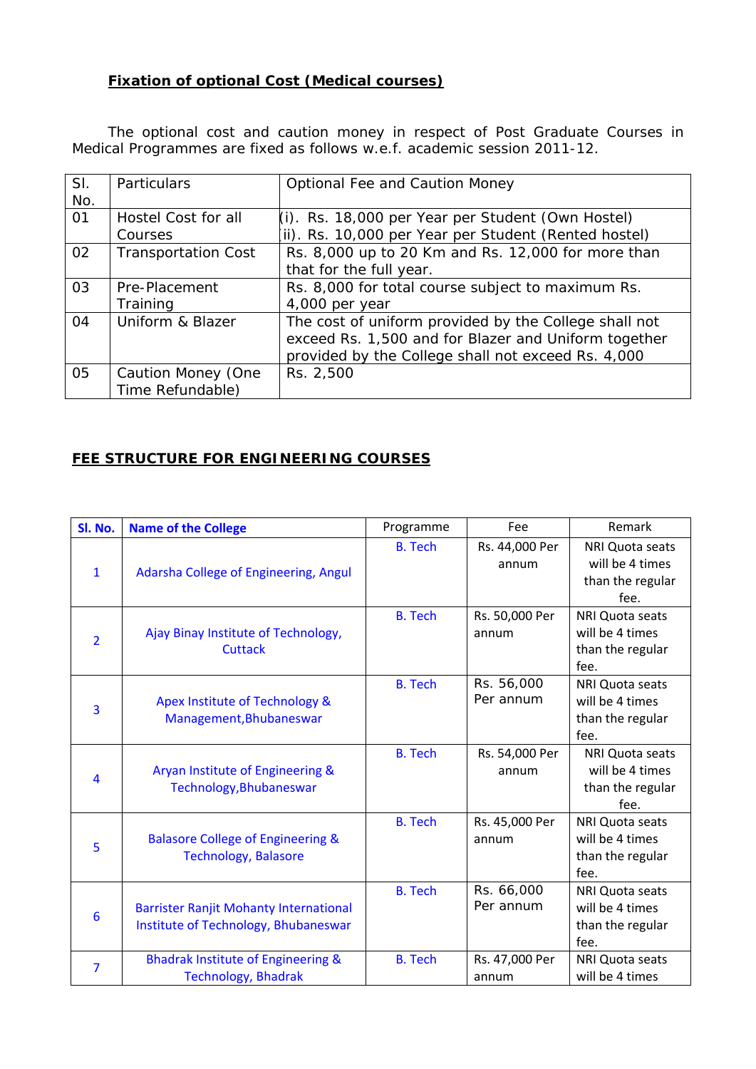**Fixation of optional Cost (Medical courses)**

The optional cost and caution money in respect of Post Graduate Courses in Medical Programmes are fixed as follows w.e.f. academic session 2011-12.

| Sl. No. | Particulars | Optional Fee and Caution Money |
|---|---|---|
| 01 | Hostel Cost for all Courses | (i). Rs. 18,000 per Year per Student (Own Hostel)<br>ii). Rs. 10,000 per Year per Student (Rented hostel) |
| 02 | Transportation Cost | Rs. 8,000 up to 20 Km and Rs. 12,000 for more than that for the full year. |
| 03 | Pre-Placement Training | Rs. 8,000 for total course subject to maximum Rs. 4,000 per year |
| 04 | Uniform & Blazer | The cost of uniform provided by the College shall not exceed Rs. 1,500 and for Blazer and Uniform together provided by the College shall not exceed Rs. 4,000 |
| 05 | Caution Money (One Time Refundable) | Rs. 2,500 |

**FEE STRUCTURE FOR ENGINEERING COURSES**

| Sl. No. | Name of the College | Programme | Fee | Remark |
|---|---|---|---|---|
| 1 | Adarsha College of Engineering, Angul | B. Tech | Rs. 44,000 Per annum | NRI Quota seats will be 4 times than the regular fee. |
| 2 | Ajay Binay Institute of Technology, Cuttack | B. Tech | Rs. 50,000 Per annum | NRI Quota seats will be 4 times than the regular fee. |
| 3 | Apex Institute of Technology & Management,Bhubaneswar | B. Tech | Rs. 56,000 Per annum | NRI Quota seats will be 4 times than the regular fee. |
| 4 | Aryan Institute of Engineering & Technology,Bhubaneswar | B. Tech | Rs. 54,000 Per annum | NRI Quota seats will be 4 times than the regular fee. |
| 5 | Balasore College of Engineering & Technology, Balasore | B. Tech | Rs. 45,000 Per annum | NRI Quota seats will be 4 times than the regular fee. |
| 6 | Barrister Ranjit Mohanty International Institute of Technology, Bhubaneswar | B. Tech | Rs. 66,000 Per annum | NRI Quota seats will be 4 times than the regular fee. |
| 7 | Bhadrak Institute of Engineering & Technology, Bhadrak | B. Tech | Rs. 47,000 Per annum | NRI Quota seats will be 4 times |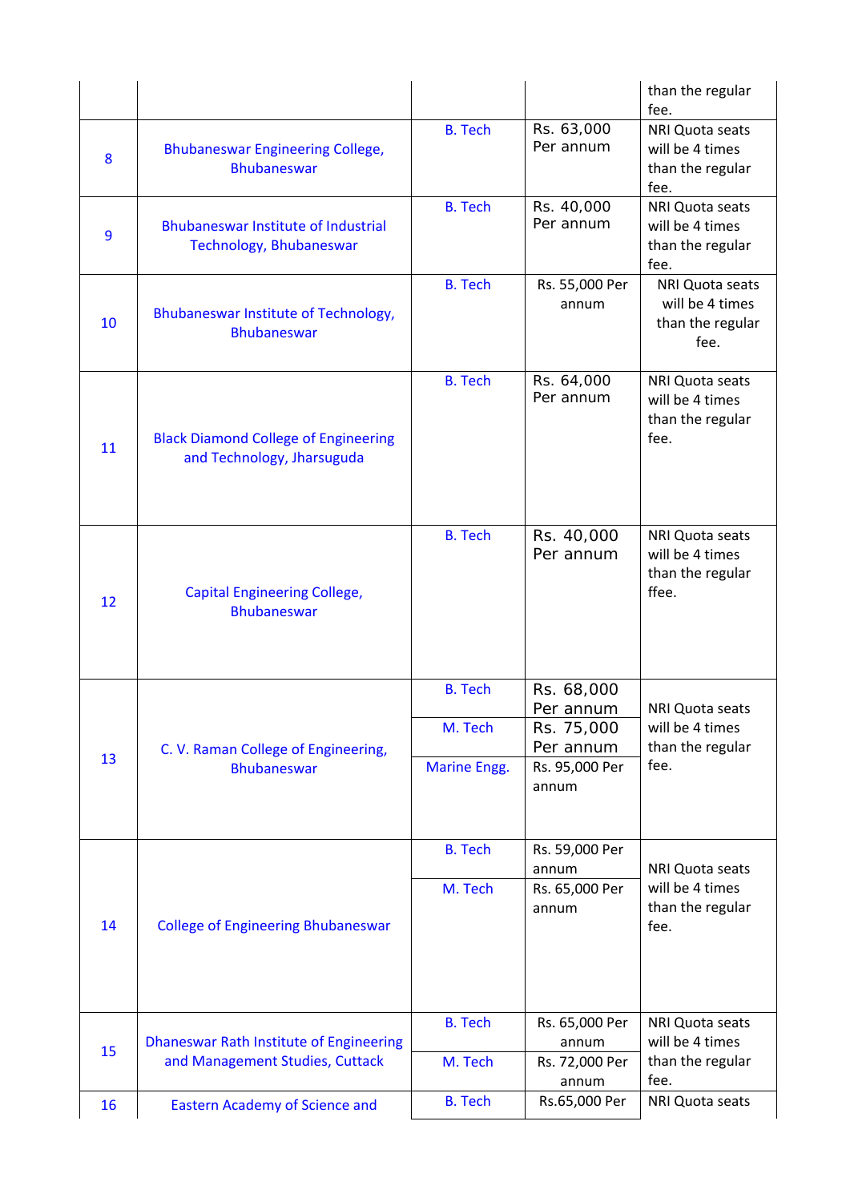| | | | | than the regular fee. |
|---|---|---|---|---|
| 8 | Bhubaneswar Engineering College, Bhubaneswar | B. Tech | Rs. 63,000 Per annum | NRI Quota seats will be 4 times than the regular fee. |
| 9 | Bhubaneswar Institute of Industrial Technology, Bhubaneswar | B. Tech | Rs. 40,000 Per annum | NRI Quota seats will be 4 times than the regular fee. |
| 10 | Bhubaneswar Institute of Technology, Bhubaneswar | B. Tech | Rs. 55,000 Per annum | NRI Quota seats will be 4 times than the regular fee. |
| 11 | Black Diamond College of Engineering and Technology, Jharsuguda | B. Tech | Rs. 64,000 Per annum | NRI Quota seats will be 4 times than the regular fee. |
| 12 | Capital Engineering College, Bhubaneswar | B. Tech | Rs. 40,000 Per annum | NRI Quota seats will be 4 times than the regular ffee. |
| 13 | C. V. Raman College of Engineering, Bhubaneswar | B. Tech | Rs. 68,000 Per annum | NRI Quota seats will be 4 times than the regular fee. |
| | | M. Tech | Rs. 75,000 Per annum | |
| | | Marine Engg. | Rs. 95,000 Per annum | |
| 14 | College of Engineering Bhubaneswar | B. Tech | Rs. 59,000 Per annum | NRI Quota seats will be 4 times than the regular fee. |
| | | M. Tech | Rs. 65,000 Per annum | |
| 15 | Dhaneswar Rath Institute of Engineering and Management Studies, Cuttack | B. Tech | Rs. 65,000 Per annum | NRI Quota seats will be 4 times than the regular fee. |
| | | M. Tech | Rs. 72,000 Per annum | |
| 16 | Eastern Academy of Science and | B. Tech | Rs.65,000 Per | NRI Quota seats |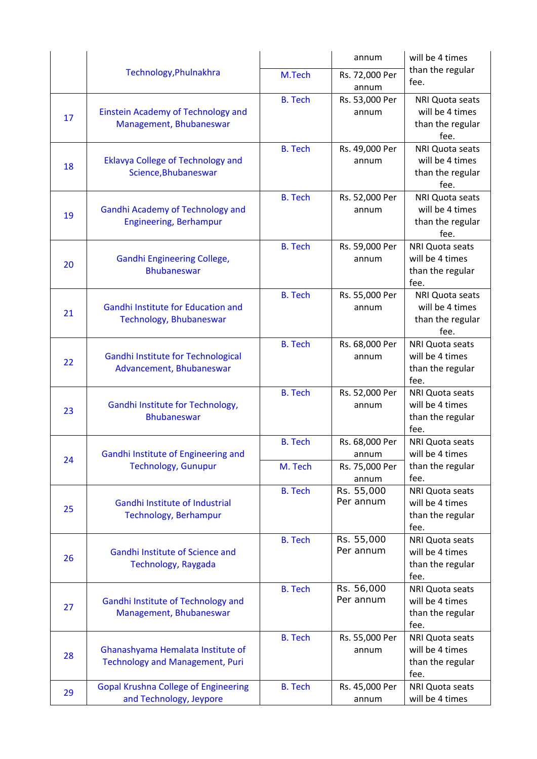| | | | | |
|---|---|---|---|---|
| | Technology,Phulnakhra | | annum | will be 4 times than the regular fee. |
| | | M.Tech | Rs. 72,000 Per annum | |
| 17 | Einstein Academy of Technology and Management, Bhubaneswar | B. Tech | Rs. 53,000 Per annum | NRI Quota seats will be 4 times than the regular fee. |
| 18 | Eklavya College of Technology and Science,Bhubaneswar | B. Tech | Rs. 49,000 Per annum | NRI Quota seats will be 4 times than the regular fee. |
| 19 | Gandhi Academy of Technology and Engineering, Berhampur | B. Tech | Rs. 52,000 Per annum | NRI Quota seats will be 4 times than the regular fee. |
| 20 | Gandhi Engineering College, Bhubaneswar | B. Tech | Rs. 59,000 Per annum | NRI Quota seats will be 4 times than the regular fee. |
| 21 | Gandhi Institute for Education and Technology, Bhubaneswar | B. Tech | Rs. 55,000 Per annum | NRI Quota seats will be 4 times than the regular fee. |
| 22 | Gandhi Institute for Technological Advancement, Bhubaneswar | B. Tech | Rs. 68,000 Per annum | NRI Quota seats will be 4 times than the regular fee. |
| 23 | Gandhi Institute for Technology, Bhubaneswar | B. Tech | Rs. 52,000 Per annum | NRI Quota seats will be 4 times than the regular fee. |
| 24 | Gandhi Institute of Engineering and Technology, Gunupur | B. Tech | Rs. 68,000 Per annum | NRI Quota seats will be 4 times than the regular fee. |
| | | M. Tech | Rs. 75,000 Per annum | |
| 25 | Gandhi Institute of Industrial Technology, Berhampur | B. Tech | Rs. 55,000 Per annum | NRI Quota seats will be 4 times than the regular fee. |
| 26 | Gandhi Institute of Science and Technology, Raygada | B. Tech | Rs. 55,000 Per annum | NRI Quota seats will be 4 times than the regular fee. |
| 27 | Gandhi Institute of Technology and Management, Bhubaneswar | B. Tech | Rs. 56,000 Per annum | NRI Quota seats will be 4 times than the regular fee. |
| 28 | Ghanashyama Hemalata Institute of Technology and Management, Puri | B. Tech | Rs. 55,000 Per annum | NRI Quota seats will be 4 times than the regular fee. |
| 29 | Gopal Krushna College of Engineering and Technology, Jeypore | B. Tech | Rs. 45,000 Per annum | NRI Quota seats will be 4 times |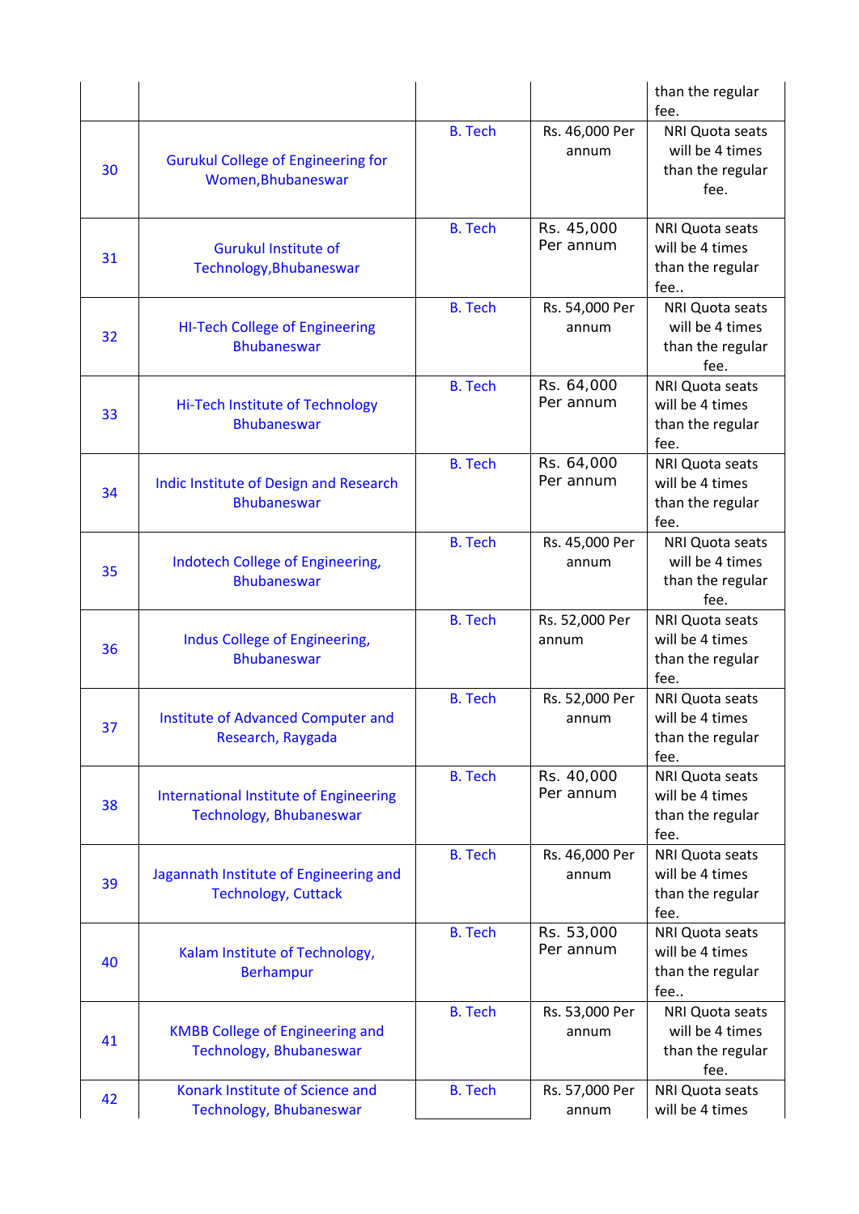| | | | | than the regular fee. |
|---|---|---|---|---|
| 30 | Gurukul College of Engineering for Women,Bhubaneswar | B. Tech | Rs. 46,000 Per annum | NRI Quota seats will be 4 times than the regular fee. |
| 31 | Gurukul Institute of Technology,Bhubaneswar | B. Tech | Rs. 45,000 Per annum | NRI Quota seats will be 4 times than the regular fee.. |
| 32 | HI-Tech College of Engineering Bhubaneswar | B. Tech | Rs. 54,000 Per annum | NRI Quota seats will be 4 times than the regular fee. |
| 33 | Hi-Tech Institute of Technology Bhubaneswar | B. Tech | Rs. 64,000 Per annum | NRI Quota seats will be 4 times than the regular fee. |
| 34 | Indic Institute of Design and Research Bhubaneswar | B. Tech | Rs. 64,000 Per annum | NRI Quota seats will be 4 times than the regular fee. |
| 35 | Indotech College of Engineering, Bhubaneswar | B. Tech | Rs. 45,000 Per annum | NRI Quota seats will be 4 times than the regular fee. |
| 36 | Indus College of Engineering, Bhubaneswar | B. Tech | Rs. 52,000 Per annum | NRI Quota seats will be 4 times than the regular fee. |
| 37 | Institute of Advanced Computer and Research, Raygada | B. Tech | Rs. 52,000 Per annum | NRI Quota seats will be 4 times than the regular fee. |
| 38 | International Institute of Engineering Technology, Bhubaneswar | B. Tech | Rs. 40,000 Per annum | NRI Quota seats will be 4 times than the regular fee. |
| 39 | Jagannath Institute of Engineering and Technology, Cuttack | B. Tech | Rs. 46,000 Per annum | NRI Quota seats will be 4 times than the regular fee. |
| 40 | Kalam Institute of Technology, Berhampur | B. Tech | Rs. 53,000 Per annum | NRI Quota seats will be 4 times than the regular fee.. |
| 41 | KMBB College of Engineering and Technology, Bhubaneswar | B. Tech | Rs. 53,000 Per annum | NRI Quota seats will be 4 times than the regular fee. |
| 42 | Konark Institute of Science and Technology, Bhubaneswar | B. Tech | Rs. 57,000 Per annum | NRI Quota seats will be 4 times |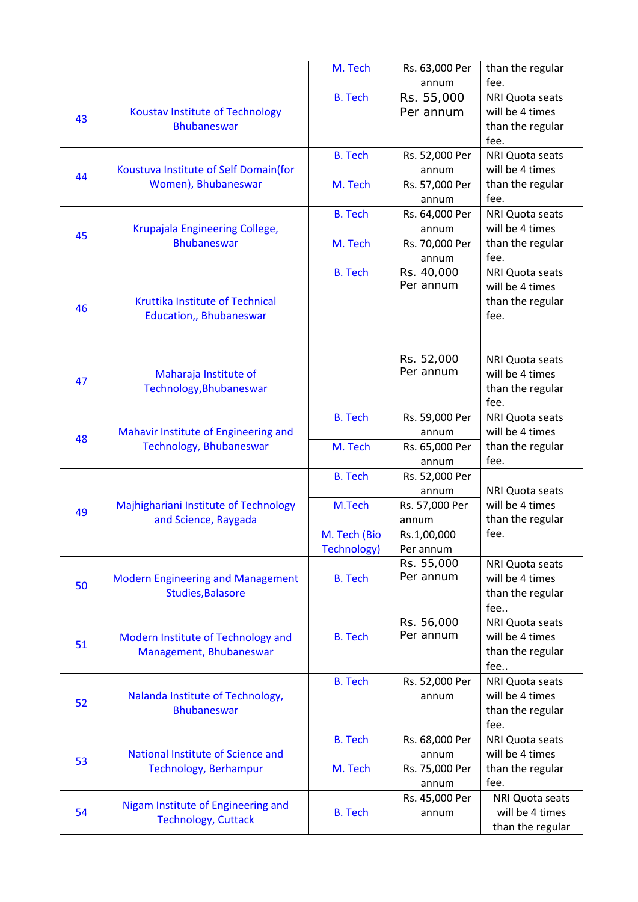|  |  | M. Tech | Rs. 63,000 Per annum | than the regular fee. |
|---|---|---|---|---|
| 43 | Koustav Institute of Technology Bhubaneswar | B. Tech | Rs. 55,000 Per annum | NRI Quota seats will be 4 times than the regular fee. |
| 44 | Koustuva Institute of Self Domain(for Women), Bhubaneswar | B. Tech | Rs. 52,000 Per annum | NRI Quota seats will be 4 times than the regular fee. |
|  |  | M. Tech | Rs. 57,000 Per annum |  |
| 45 | Krupajala Engineering College, Bhubaneswar | B. Tech | Rs. 64,000 Per annum | NRI Quota seats will be 4 times than the regular fee. |
|  |  | M. Tech | Rs. 70,000 Per annum |  |
| 46 | Kruttika Institute of Technical Education,, Bhubaneswar | B. Tech | Rs. 40,000 Per annum | NRI Quota seats will be 4 times than the regular fee. |
| 47 | Maharaja Institute of Technology,Bhubaneswar |  | Rs. 52,000 Per annum | NRI Quota seats will be 4 times than the regular fee. |
| 48 | Mahavir Institute of Engineering and Technology, Bhubaneswar | B. Tech | Rs. 59,000 Per annum | NRI Quota seats will be 4 times than the regular fee. |
|  |  | M. Tech | Rs. 65,000 Per annum |  |
| 49 | Majhighariani Institute of Technology and Science, Raygada | B. Tech | Rs. 52,000 Per annum | NRI Quota seats will be 4 times than the regular fee. |
|  |  | M.Tech | Rs. 57,000 Per annum |  |
|  |  | M. Tech (Bio Technology) | Rs.1,00,000 Per annum |  |
| 50 | Modern Engineering and Management Studies,Balasore | B. Tech | Rs. 55,000 Per annum | NRI Quota seats will be 4 times than the regular fee.. |
| 51 | Modern Institute of Technology and Management, Bhubaneswar | B. Tech | Rs. 56,000 Per annum | NRI Quota seats will be 4 times than the regular fee.. |
| 52 | Nalanda Institute of Technology, Bhubaneswar | B. Tech | Rs. 52,000 Per annum | NRI Quota seats will be 4 times than the regular fee. |
| 53 | National Institute of Science and Technology, Berhampur | B. Tech | Rs. 68,000 Per annum | NRI Quota seats will be 4 times than the regular fee. |
|  |  | M. Tech | Rs. 75,000 Per annum |  |
| 54 | Nigam Institute of Engineering and Technology, Cuttack | B. Tech | Rs. 45,000 Per annum | NRI Quota seats will be 4 times than the regular |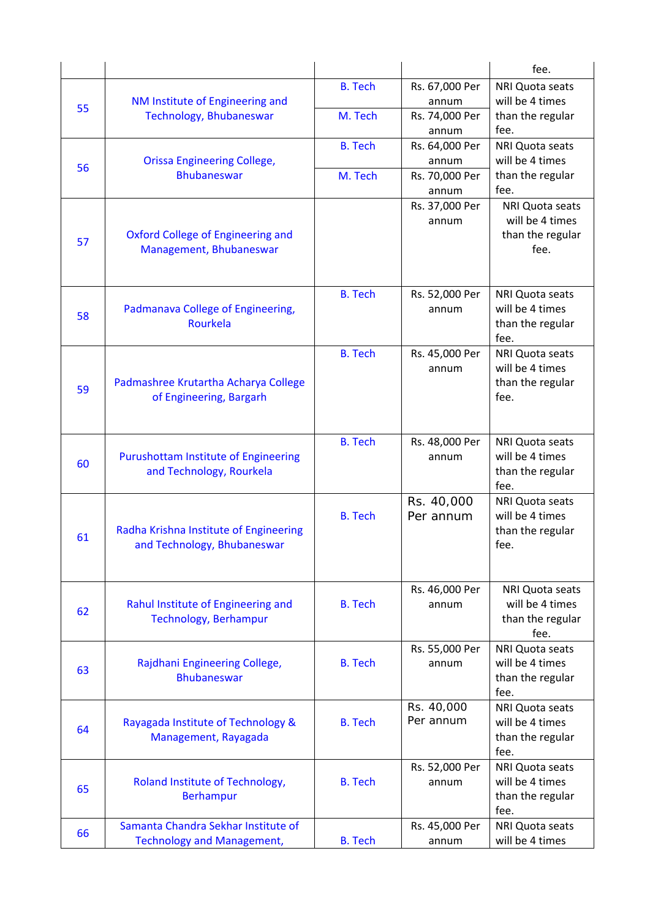| | | | | fee. |
|---|---|---|---|---|
| 55 | NM Institute of Engineering and Technology, Bhubaneswar | B. Tech | Rs. 67,000 Per annum | NRI Quota seats will be 4 times than the regular fee. |
| | | M. Tech | Rs. 74,000 Per annum | |
| 56 | Orissa Engineering College, Bhubaneswar | B. Tech | Rs. 64,000 Per annum | NRI Quota seats will be 4 times than the regular fee. |
| | | M. Tech | Rs. 70,000 Per annum | |
| 57 | Oxford College of Engineering and Management, Bhubaneswar | | Rs. 37,000 Per annum | NRI Quota seats will be 4 times than the regular fee. |
| 58 | Padmanava College of Engineering, Rourkela | B. Tech | Rs. 52,000 Per annum | NRI Quota seats will be 4 times than the regular fee. |
| 59 | Padmashree Krutartha Acharya College of Engineering, Bargarh | B. Tech | Rs. 45,000 Per annum | NRI Quota seats will be 4 times than the regular fee. |
| 60 | Purushottam Institute of Engineering and Technology, Rourkela | B. Tech | Rs. 48,000 Per annum | NRI Quota seats will be 4 times than the regular fee. |
| 61 | Radha Krishna Institute of Engineering and Technology, Bhubaneswar | B. Tech | Rs. 40,000 Per annum | NRI Quota seats will be 4 times than the regular fee. |
| 62 | Rahul Institute of Engineering and Technology, Berhampur | B. Tech | Rs. 46,000 Per annum | NRI Quota seats will be 4 times than the regular fee. |
| 63 | Rajdhani Engineering College, Bhubaneswar | B. Tech | Rs. 55,000 Per annum | NRI Quota seats will be 4 times than the regular fee. |
| 64 | Rayagada Institute of Technology & Management, Rayagada | B. Tech | Rs. 40,000 Per annum | NRI Quota seats will be 4 times than the regular fee. |
| 65 | Roland Institute of Technology, Berhampur | B. Tech | Rs. 52,000 Per annum | NRI Quota seats will be 4 times than the regular fee. |
| 66 | Samanta Chandra Sekhar Institute of Technology and Management, | B. Tech | Rs. 45,000 Per annum | NRI Quota seats will be 4 times |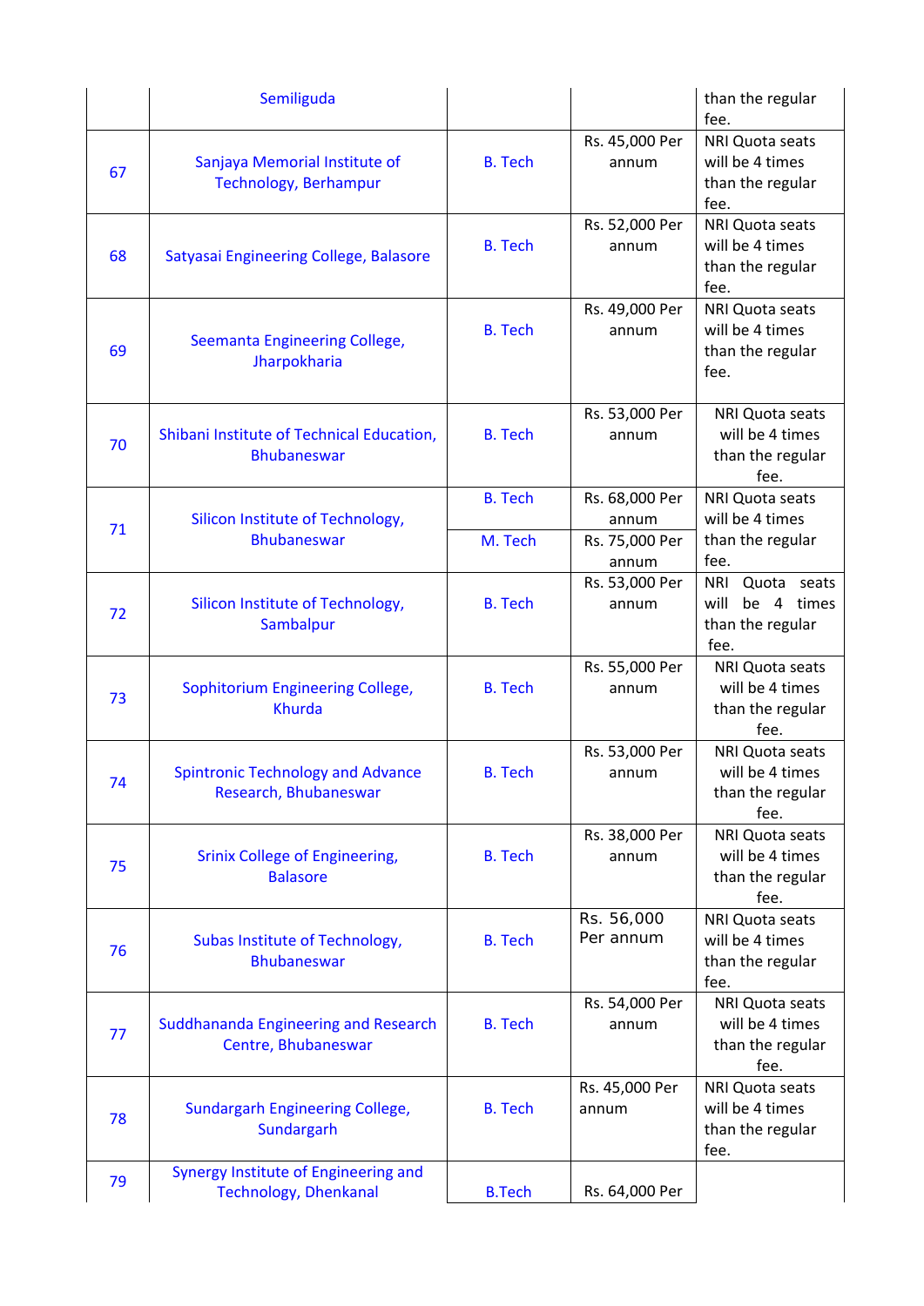| | | | | |
|---|---|---|---|---|
| | Semiliguda | | | than the regular fee. |
| 67 | Sanjaya Memorial Institute of Technology, Berhampur | B. Tech | Rs. 45,000 Per annum | NRI Quota seats will be 4 times than the regular fee. |
| 68 | Satyasai Engineering College, Balasore | B. Tech | Rs. 52,000 Per annum | NRI Quota seats will be 4 times than the regular fee. |
| 69 | Seemanta Engineering College, Jharpokharia | B. Tech | Rs. 49,000 Per annum | NRI Quota seats will be 4 times than the regular fee. |
| 70 | Shibani Institute of Technical Education, Bhubaneswar | B. Tech | Rs. 53,000 Per annum | NRI Quota seats will be 4 times than the regular fee. |
| 71 | Silicon Institute of Technology, Bhubaneswar | B. Tech | Rs. 68,000 Per annum | NRI Quota seats will be 4 times than the regular fee. |
| | | M. Tech | Rs. 75,000 Per annum | |
| 72 | Silicon Institute of Technology, Sambalpur | B. Tech | Rs. 53,000 Per annum | NRI Quota seats will be 4 times than the regular fee. |
| 73 | Sophitorium Engineering College, Khurda | B. Tech | Rs. 55,000 Per annum | NRI Quota seats will be 4 times than the regular fee. |
| 74 | Spintronic Technology and Advance Research, Bhubaneswar | B. Tech | Rs. 53,000 Per annum | NRI Quota seats will be 4 times than the regular fee. |
| 75 | Srinix College of Engineering, Balasore | B. Tech | Rs. 38,000 Per annum | NRI Quota seats will be 4 times than the regular fee. |
| 76 | Subas Institute of Technology, Bhubaneswar | B. Tech | Rs. 56,000 Per annum | NRI Quota seats will be 4 times than the regular fee. |
| 77 | Suddhananda Engineering and Research Centre, Bhubaneswar | B. Tech | Rs. 54,000 Per annum | NRI Quota seats will be 4 times than the regular fee. |
| 78 | Sundargarh Engineering College, Sundargarh | B. Tech | Rs. 45,000 Per annum | NRI Quota seats will be 4 times than the regular fee. |
| 79 | Synergy Institute of Engineering and Technology, Dhenkanal | B.Tech | Rs. 64,000 Per | |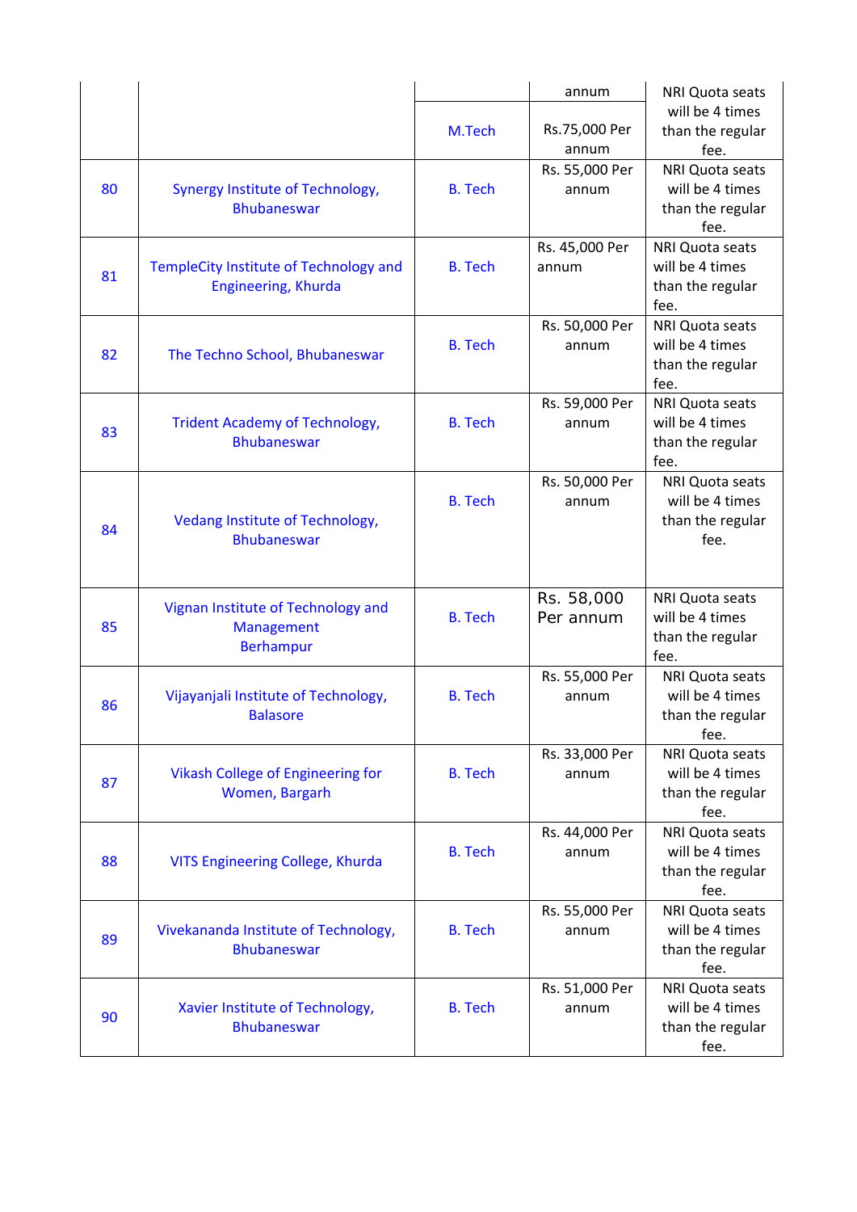| | | | annum | NRI Quota seats will be 4 times than the regular fee. |
|---|---|---|---|---|
| | | M.Tech | Rs.75,000 Per annum | |
| 80 | Synergy Institute of Technology, Bhubaneswar | B. Tech | Rs. 55,000 Per annum | NRI Quota seats will be 4 times than the regular fee. |
| 81 | TempleCity Institute of Technology and Engineering, Khurda | B. Tech | Rs. 45,000 Per annum | NRI Quota seats will be 4 times than the regular fee. |
| 82 | The Techno School, Bhubaneswar | B. Tech | Rs. 50,000 Per annum | NRI Quota seats will be 4 times than the regular fee. |
| 83 | Trident Academy of Technology, Bhubaneswar | B. Tech | Rs. 59,000 Per annum | NRI Quota seats will be 4 times than the regular fee. |
| 84 | Vedang Institute of Technology, Bhubaneswar | B. Tech | Rs. 50,000 Per annum | NRI Quota seats will be 4 times than the regular fee. |
| 85 | Vignan Institute of Technology and Management Berhampur | B. Tech | Rs. 58,000 Per annum | NRI Quota seats will be 4 times than the regular fee. |
| 86 | Vijayanjali Institute of Technology, Balasore | B. Tech | Rs. 55,000 Per annum | NRI Quota seats will be 4 times than the regular fee. |
| 87 | Vikash College of Engineering for Women, Bargarh | B. Tech | Rs. 33,000 Per annum | NRI Quota seats will be 4 times than the regular fee. |
| 88 | VITS Engineering College, Khurda | B. Tech | Rs. 44,000 Per annum | NRI Quota seats will be 4 times than the regular fee. |
| 89 | Vivekananda Institute of Technology, Bhubaneswar | B. Tech | Rs. 55,000 Per annum | NRI Quota seats will be 4 times than the regular fee. |
| 90 | Xavier Institute of Technology, Bhubaneswar | B. Tech | Rs. 51,000 Per annum | NRI Quota seats will be 4 times than the regular fee. |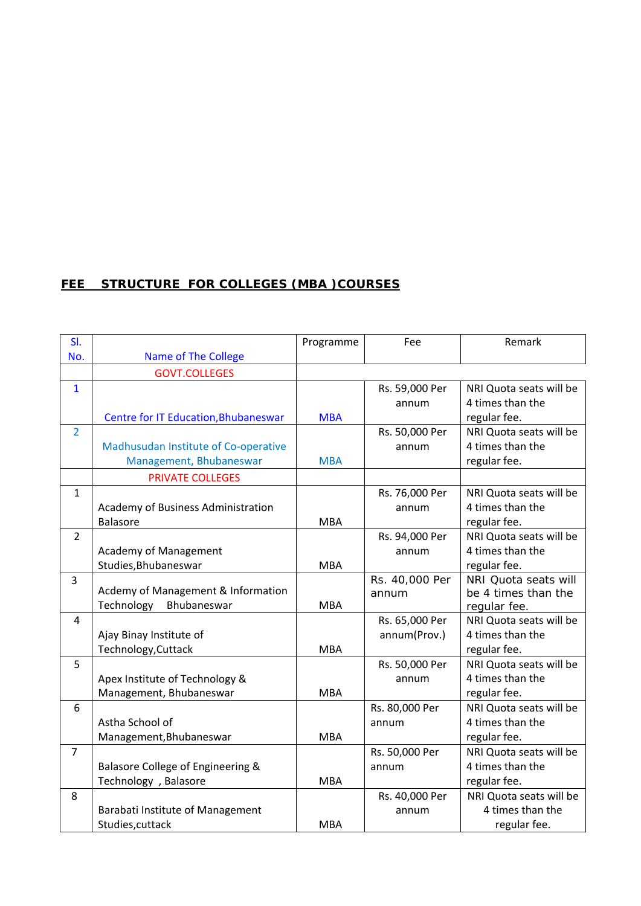## FEE STRUCTURE FOR COLLEGES (MBA )COURSES

| Sl. No. | Name of The College | Programme | Fee | Remark |
|---|---|---|---|---|
| | GOVT.COLLEGES | | | |
| 1 | Centre for IT Education,Bhubaneswar | MBA | Rs. 59,000 Per annum | NRI Quota seats will be 4 times than the regular fee. |
| 2 | Madhusudan Institute of Co-operative Management, Bhubaneswar | MBA | Rs. 50,000 Per annum | NRI Quota seats will be 4 times than the regular fee. |
| | PRIVATE COLLEGES | | | |
| 1 | Academy of Business Administration Balasore | MBA | Rs. 76,000 Per annum | NRI Quota seats will be 4 times than the regular fee. |
| 2 | Academy of Management Studies,Bhubaneswar | MBA | Rs. 94,000 Per annum | NRI Quota seats will be 4 times than the regular fee. |
| 3 | Acdemy of Management & Information Technology Bhubaneswar | MBA | Rs. 40,000 Per annum | NRI Quota seats will be 4 times than the regular fee. |
| 4 | Ajay Binay Institute of Technology,Cuttack | MBA | Rs. 65,000 Per annum(Prov.) | NRI Quota seats will be 4 times than the regular fee. |
| 5 | Apex Institute of Technology & Management, Bhubaneswar | MBA | Rs. 50,000 Per annum | NRI Quota seats will be 4 times than the regular fee. |
| 6 | Astha School of Management,Bhubaneswar | MBA | Rs. 80,000 Per annum | NRI Quota seats will be 4 times than the regular fee. |
| 7 | Balasore College of Engineering & Technology , Balasore | MBA | Rs. 50,000 Per annum | NRI Quota seats will be 4 times than the regular fee. |
| 8 | Barabati Institute of Management Studies,cuttack | MBA | Rs. 40,000 Per annum | NRI Quota seats will be 4 times than the regular fee. |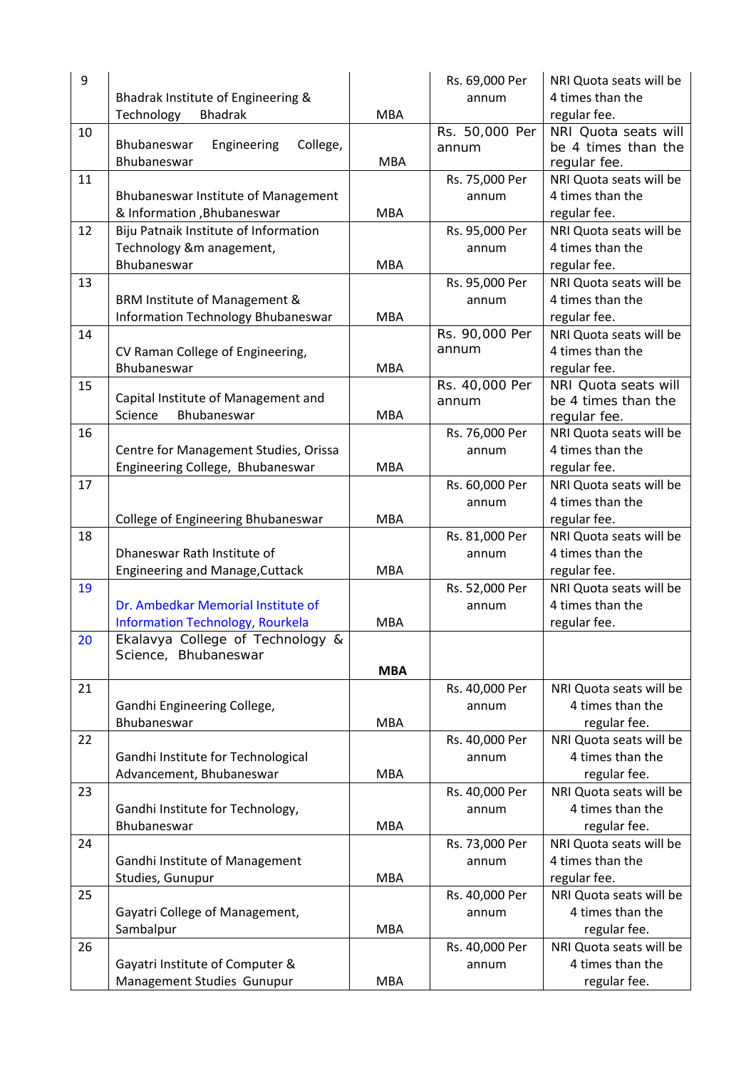| 9 | Bhadrak Institute of Engineering & Technology Bhadrak | MBA | Rs. 69,000 Per annum | NRI Quota seats will be 4 times than the regular fee. |
|---|---|---|---|---|
| 10 | Bhubaneswar Engineering College, Bhubaneswar | MBA | Rs. 50,000 Per annum | NRI Quota seats will be 4 times than the regular fee. |
| 11 | Bhubaneswar Institute of Management & Information ,Bhubaneswar | MBA | Rs. 75,000 Per annum | NRI Quota seats will be 4 times than the regular fee. |
| 12 | Biju Patnaik Institute of Information Technology &m anagement, Bhubaneswar | MBA | Rs. 95,000 Per annum | NRI Quota seats will be 4 times than the regular fee. |
| 13 | BRM Institute of Management & Information Technology Bhubaneswar | MBA | Rs. 95,000 Per annum | NRI Quota seats will be 4 times than the regular fee. |
| 14 | CV Raman College of Engineering, Bhubaneswar | MBA | Rs. 90,000 Per annum | NRI Quota seats will be 4 times than the regular fee. |
| 15 | Capital Institute of Management and Science Bhubaneswar | MBA | Rs. 40,000 Per annum | NRI Quota seats will be 4 times than the regular fee. |
| 16 | Centre for Management Studies, Orissa Engineering College, Bhubaneswar | MBA | Rs. 76,000 Per annum | NRI Quota seats will be 4 times than the regular fee. |
| 17 | College of Engineering Bhubaneswar | MBA | Rs. 60,000 Per annum | NRI Quota seats will be 4 times than the regular fee. |
| 18 | Dhaneswar Rath Institute of Engineering and Manage,Cuttack | MBA | Rs. 81,000 Per annum | NRI Quota seats will be 4 times than the regular fee. |
| 19 | Dr. Ambedkar Memorial Institute of Information Technology, Rourkela | MBA | Rs. 52,000 Per annum | NRI Quota seats will be 4 times than the regular fee. |
| 20 | Ekalavya College of Technology & Science, Bhubaneswar | **MBA** | | |
| 21 | Gandhi Engineering College, Bhubaneswar | MBA | Rs. 40,000 Per annum | NRI Quota seats will be 4 times than the regular fee. |
| 22 | Gandhi Institute for Technological Advancement, Bhubaneswar | MBA | Rs. 40,000 Per annum | NRI Quota seats will be 4 times than the regular fee. |
| 23 | Gandhi Institute for Technology, Bhubaneswar | MBA | Rs. 40,000 Per annum | NRI Quota seats will be 4 times than the regular fee. |
| 24 | Gandhi Institute of Management Studies, Gunupur | MBA | Rs. 73,000 Per annum | NRI Quota seats will be 4 times than the regular fee. |
| 25 | Gayatri College of Management, Sambalpur | MBA | Rs. 40,000 Per annum | NRI Quota seats will be 4 times than the regular fee. |
| 26 | Gayatri Institute of Computer & Management Studies Gunupur | MBA | Rs. 40,000 Per annum | NRI Quota seats will be 4 times than the regular fee. |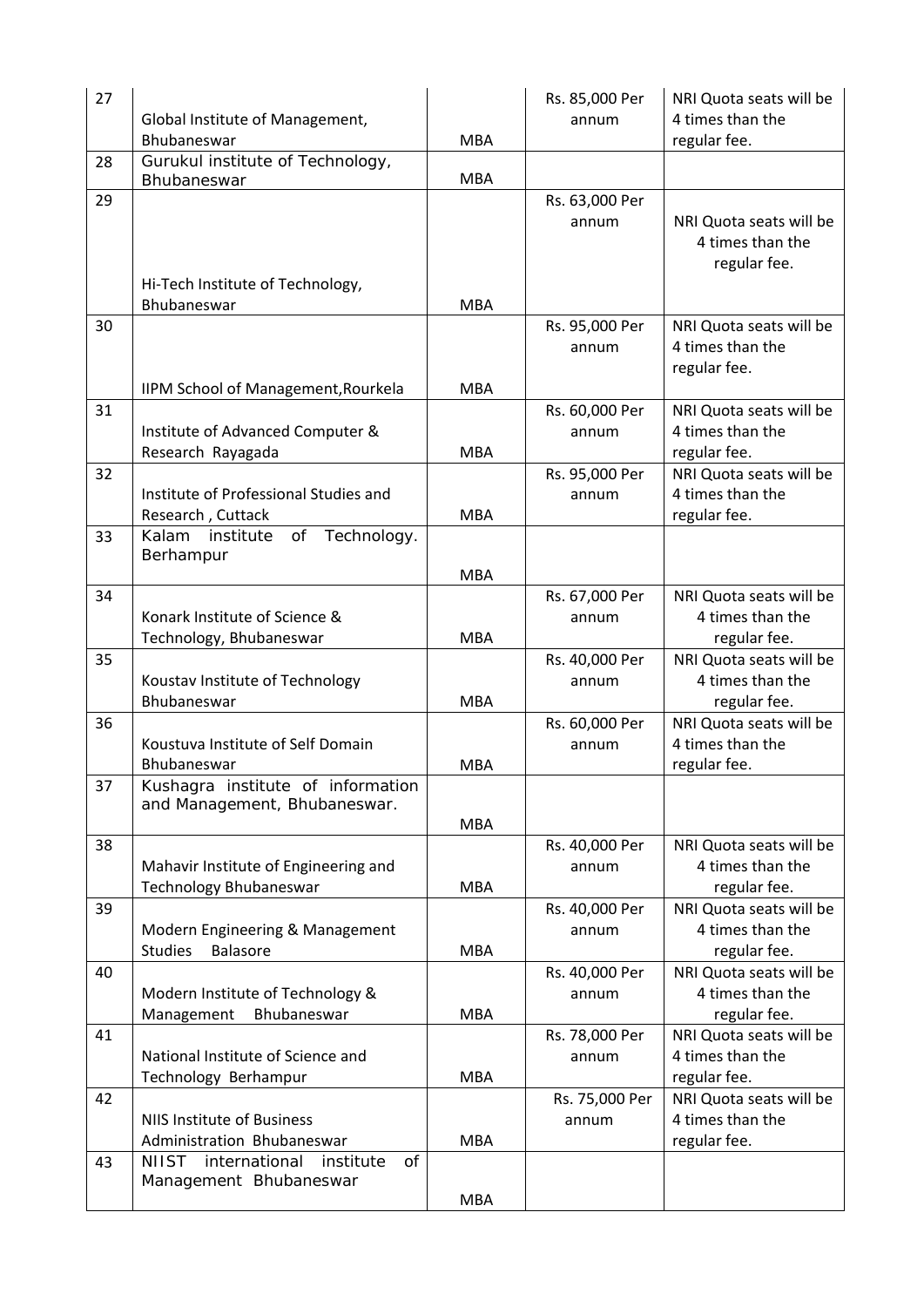| 27 | Global Institute of Management, Bhubaneswar | MBA | Rs. 85,000 Per annum | NRI Quota seats will be 4 times than the regular fee. |
|---|---|---|---|---|
| 28 | Gurukul institute of Technology, Bhubaneswar | MBA | | |
| 29 | Hi-Tech Institute of Technology, Bhubaneswar | MBA | Rs. 63,000 Per annum | NRI Quota seats will be 4 times than the regular fee. |
| 30 | IIPM School of Management,Rourkela | MBA | Rs. 95,000 Per annum | NRI Quota seats will be 4 times than the regular fee. |
| 31 | Institute of Advanced Computer & Research Rayagada | MBA | Rs. 60,000 Per annum | NRI Quota seats will be 4 times than the regular fee. |
| 32 | Institute of Professional Studies and Research , Cuttack | MBA | Rs. 95,000 Per annum | NRI Quota seats will be 4 times than the regular fee. |
| 33 | Kalam institute of Technology. Berhampur | MBA | | |
| 34 | Konark Institute of Science & Technology, Bhubaneswar | MBA | Rs. 67,000 Per annum | NRI Quota seats will be 4 times than the regular fee. |
| 35 | Koustav Institute of Technology Bhubaneswar | MBA | Rs. 40,000 Per annum | NRI Quota seats will be 4 times than the regular fee. |
| 36 | Koustuva Institute of Self Domain Bhubaneswar | MBA | Rs. 60,000 Per annum | NRI Quota seats will be 4 times than the regular fee. |
| 37 | Kushagra institute of information and Management, Bhubaneswar. | MBA | | |
| 38 | Mahavir Institute of Engineering and Technology Bhubaneswar | MBA | Rs. 40,000 Per annum | NRI Quota seats will be 4 times than the regular fee. |
| 39 | Modern Engineering & Management Studies Balasore | MBA | Rs. 40,000 Per annum | NRI Quota seats will be 4 times than the regular fee. |
| 40 | Modern Institute of Technology & Management Bhubaneswar | MBA | Rs. 40,000 Per annum | NRI Quota seats will be 4 times than the regular fee. |
| 41 | National Institute of Science and Technology Berhampur | MBA | Rs. 78,000 Per annum | NRI Quota seats will be 4 times than the regular fee. |
| 42 | NIIS Institute of Business Administration Bhubaneswar | MBA | Rs. 75,000 Per annum | NRI Quota seats will be 4 times than the regular fee. |
| 43 | NIIST international institute of Management Bhubaneswar | MBA | | |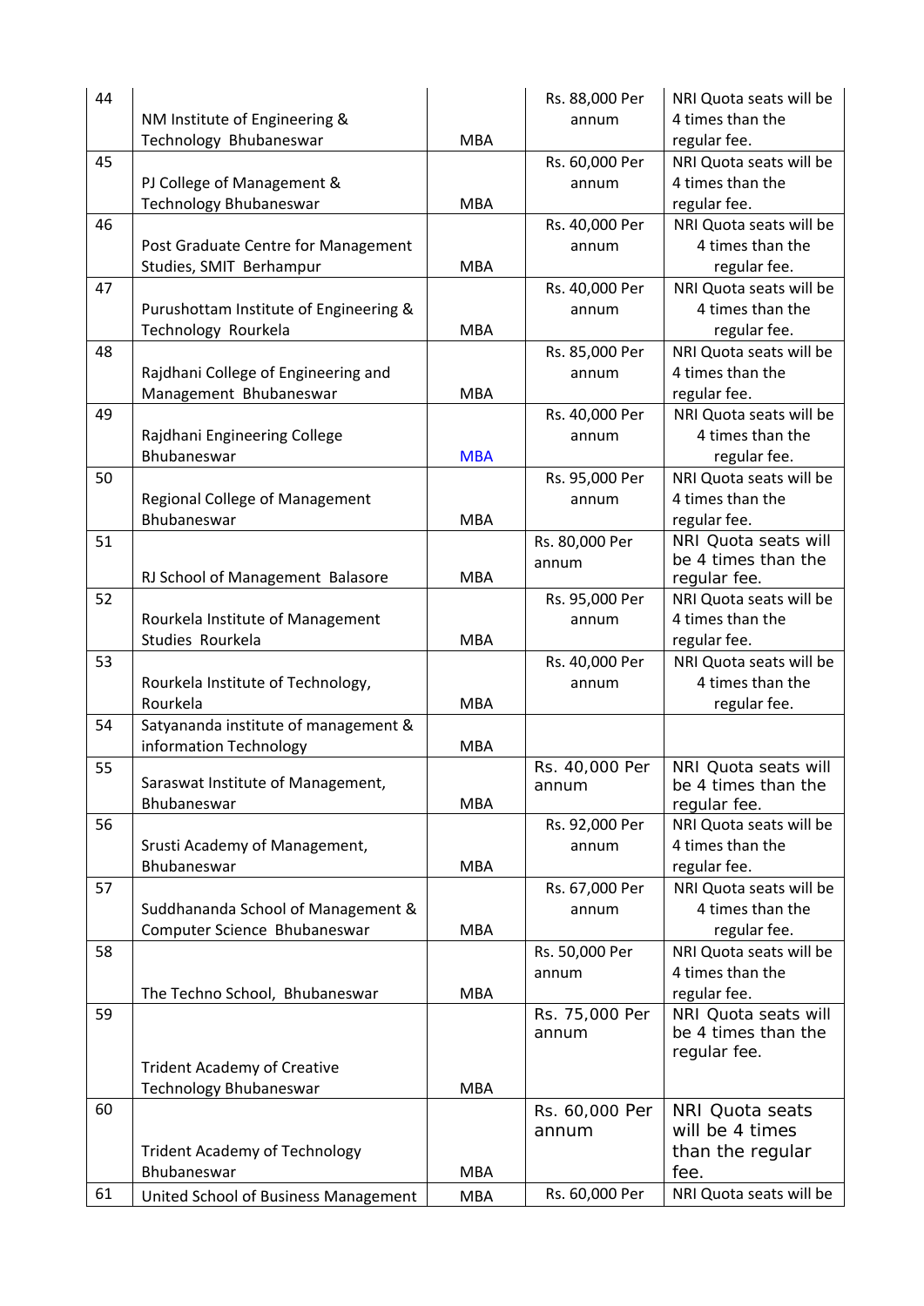| 44 | NM Institute of Engineering & Technology Bhubaneswar | MBA | Rs. 88,000 Per annum | NRI Quota seats will be 4 times than the regular fee. |
|---|---|---|---|---|
| 45 | PJ College of Management & Technology Bhubaneswar | MBA | Rs. 60,000 Per annum | NRI Quota seats will be 4 times than the regular fee. |
| 46 | Post Graduate Centre for Management Studies, SMIT Berhampur | MBA | Rs. 40,000 Per annum | NRI Quota seats will be 4 times than the regular fee. |
| 47 | Purushottam Institute of Engineering & Technology Rourkela | MBA | Rs. 40,000 Per annum | NRI Quota seats will be 4 times than the regular fee. |
| 48 | Rajdhani College of Engineering and Management Bhubaneswar | MBA | Rs. 85,000 Per annum | NRI Quota seats will be 4 times than the regular fee. |
| 49 | Rajdhani Engineering College Bhubaneswar | MBA | Rs. 40,000 Per annum | NRI Quota seats will be 4 times than the regular fee. |
| 50 | Regional College of Management Bhubaneswar | MBA | Rs. 95,000 Per annum | NRI Quota seats will be 4 times than the regular fee. |
| 51 | RJ School of Management Balasore | MBA | Rs. 80,000 Per annum | NRI Quota seats will be 4 times than the regular fee. |
| 52 | Rourkela Institute of Management Studies Rourkela | MBA | Rs. 95,000 Per annum | NRI Quota seats will be 4 times than the regular fee. |
| 53 | Rourkela Institute of Technology, Rourkela | MBA | Rs. 40,000 Per annum | NRI Quota seats will be 4 times than the regular fee. |
| 54 | Satyananda institute of management & information Technology | MBA | | |
| 55 | Saraswat Institute of Management, Bhubaneswar | MBA | Rs. 40,000 Per annum | NRI Quota seats will be 4 times than the regular fee. |
| 56 | Srusti Academy of Management, Bhubaneswar | MBA | Rs. 92,000 Per annum | NRI Quota seats will be 4 times than the regular fee. |
| 57 | Suddhananda School of Management & Computer Science Bhubaneswar | MBA | Rs. 67,000 Per annum | NRI Quota seats will be 4 times than the regular fee. |
| 58 | The Techno School, Bhubaneswar | MBA | Rs. 50,000 Per annum | NRI Quota seats will be 4 times than the regular fee. |
| 59 | Trident Academy of Creative Technology Bhubaneswar | MBA | Rs. 75,000 Per annum | NRI Quota seats will be 4 times than the regular fee. |
| 60 | Trident Academy of Technology Bhubaneswar | MBA | Rs. 60,000 Per annum | NRI Quota seats will be 4 times than the regular fee. |
| 61 | United School of Business Management | MBA | Rs. 60,000 Per | NRI Quota seats will be |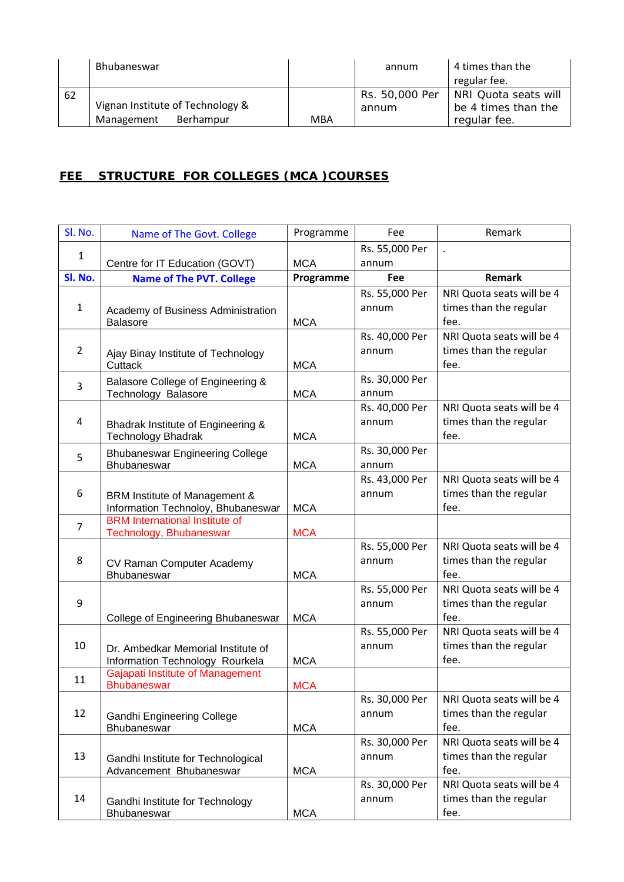| | Bhubaneswar | | annum | 4 times than the regular fee. |
|---|---|---|---|---|
| 62 | Vignan Institute of Technology & Management Berhampur | MBA | Rs. 50,000 Per annum | NRI Quota seats will be 4 times than the regular fee. |

## FEE STRUCTURE FOR COLLEGES (MCA )COURSES

| Sl. No. | Name of The Govt. College | Programme | Fee | Remark |
|---|---|---|---|---|
| 1 | Centre for IT Education (GOVT) | MCA | Rs. 55,000 Per annum | . |
| **Sl. No.** | **Name of The PVT. College** | **Programme** | **Fee** | **Remark** |
| 1 | Academy of Business Administration Balasore | MCA | Rs. 55,000 Per annum | NRI Quota seats will be 4 times than the regular fee. |
| 2 | Ajay Binay Institute of Technology Cuttack | MCA | Rs. 40,000 Per annum | NRI Quota seats will be 4 times than the regular fee. |
| 3 | Balasore College of Engineering & Technology Balasore | MCA | Rs. 30,000 Per annum | |
| 4 | Bhadrak Institute of Engineering & Technology Bhadrak | MCA | Rs. 40,000 Per annum | NRI Quota seats will be 4 times than the regular fee. |
| 5 | Bhubaneswar Engineering College Bhubaneswar | MCA | Rs. 30,000 Per annum | |
| 6 | BRM Institute of Management & Information Technoloy, Bhubaneswar | MCA | Rs. 43,000 Per annum | NRI Quota seats will be 4 times than the regular fee. |
| 7 | BRM International Institute of Technology, Bhubaneswar | MCA | | |
| 8 | CV Raman Computer Academy Bhubaneswar | MCA | Rs. 55,000 Per annum | NRI Quota seats will be 4 times than the regular fee. |
| 9 | College of Engineering Bhubaneswar | MCA | Rs. 55,000 Per annum | NRI Quota seats will be 4 times than the regular fee. |
| 10 | Dr. Ambedkar Memorial Institute of Information Technology Rourkela | MCA | Rs. 55,000 Per annum | NRI Quota seats will be 4 times than the regular fee. |
| 11 | Gajapati Institute of Management Bhubaneswar | MCA | | |
| 12 | Gandhi Engineering College Bhubaneswar | MCA | Rs. 30,000 Per annum | NRI Quota seats will be 4 times than the regular fee. |
| 13 | Gandhi Institute for Technological Advancement Bhubaneswar | MCA | Rs. 30,000 Per annum | NRI Quota seats will be 4 times than the regular fee. |
| 14 | Gandhi Institute for Technology Bhubaneswar | MCA | Rs. 30,000 Per annum | NRI Quota seats will be 4 times than the regular fee. |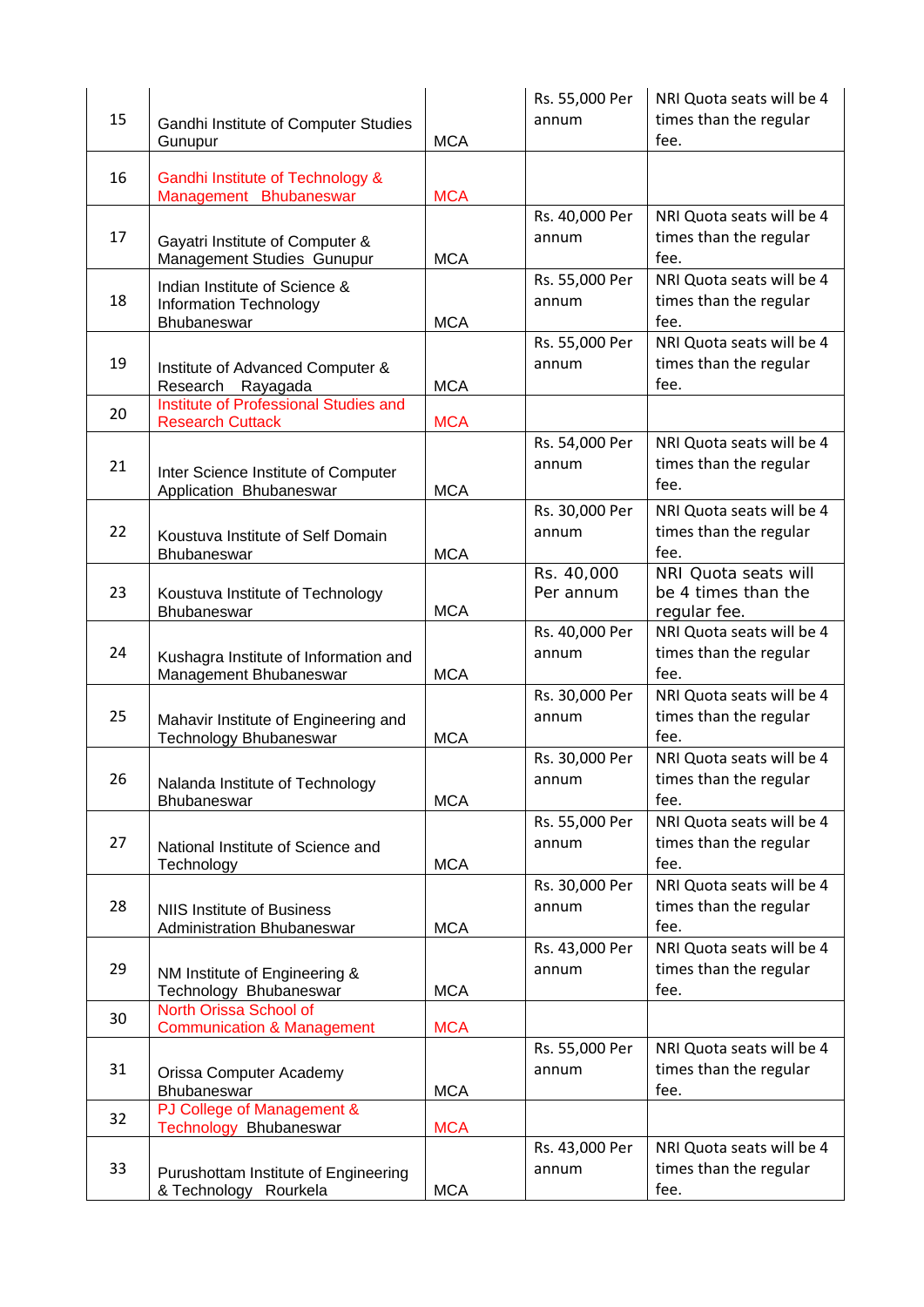| | | | | |
|---|---|---|---|---|
| 15 | Gandhi Institute of Computer Studies Gunupur | MCA | Rs. 55,000 Per annum | NRI Quota seats will be 4 times than the regular fee. |
| 16 | Gandhi Institute of Technology & Management Bhubaneswar | MCA | | |
| 17 | Gayatri Institute of Computer & Management Studies Gunupur | MCA | Rs. 40,000 Per annum | NRI Quota seats will be 4 times than the regular fee. |
| 18 | Indian Institute of Science & Information Technology Bhubaneswar | MCA | Rs. 55,000 Per annum | NRI Quota seats will be 4 times than the regular fee. |
| 19 | Institute of Advanced Computer & Research Rayagada | MCA | Rs. 55,000 Per annum | NRI Quota seats will be 4 times than the regular fee. |
| 20 | Institute of Professional Studies and Research Cuttack | MCA | | |
| 21 | Inter Science Institute of Computer Application Bhubaneswar | MCA | Rs. 54,000 Per annum | NRI Quota seats will be 4 times than the regular fee. |
| 22 | Koustuva Institute of Self Domain Bhubaneswar | MCA | Rs. 30,000 Per annum | NRI Quota seats will be 4 times than the regular fee. |
| 23 | Koustuva Institute of Technology Bhubaneswar | MCA | Rs. 40,000 Per annum | NRI Quota seats will be 4 times than the regular fee. |
| 24 | Kushagra Institute of Information and Management Bhubaneswar | MCA | Rs. 40,000 Per annum | NRI Quota seats will be 4 times than the regular fee. |
| 25 | Mahavir Institute of Engineering and Technology Bhubaneswar | MCA | Rs. 30,000 Per annum | NRI Quota seats will be 4 times than the regular fee. |
| 26 | Nalanda Institute of Technology Bhubaneswar | MCA | Rs. 30,000 Per annum | NRI Quota seats will be 4 times than the regular fee. |
| 27 | National Institute of Science and Technology | MCA | Rs. 55,000 Per annum | NRI Quota seats will be 4 times than the regular fee. |
| 28 | NIIS Institute of Business Administration Bhubaneswar | MCA | Rs. 30,000 Per annum | NRI Quota seats will be 4 times than the regular fee. |
| 29 | NM Institute of Engineering & Technology Bhubaneswar | MCA | Rs. 43,000 Per annum | NRI Quota seats will be 4 times than the regular fee. |
| 30 | North Orissa School of Communication & Management | MCA | | |
| 31 | Orissa Computer Academy Bhubaneswar | MCA | Rs. 55,000 Per annum | NRI Quota seats will be 4 times than the regular fee. |
| 32 | PJ College of Management & Technology Bhubaneswar | MCA | | |
| 33 | Purushottam Institute of Engineering & Technology Rourkela | MCA | Rs. 43,000 Per annum | NRI Quota seats will be 4 times than the regular fee. |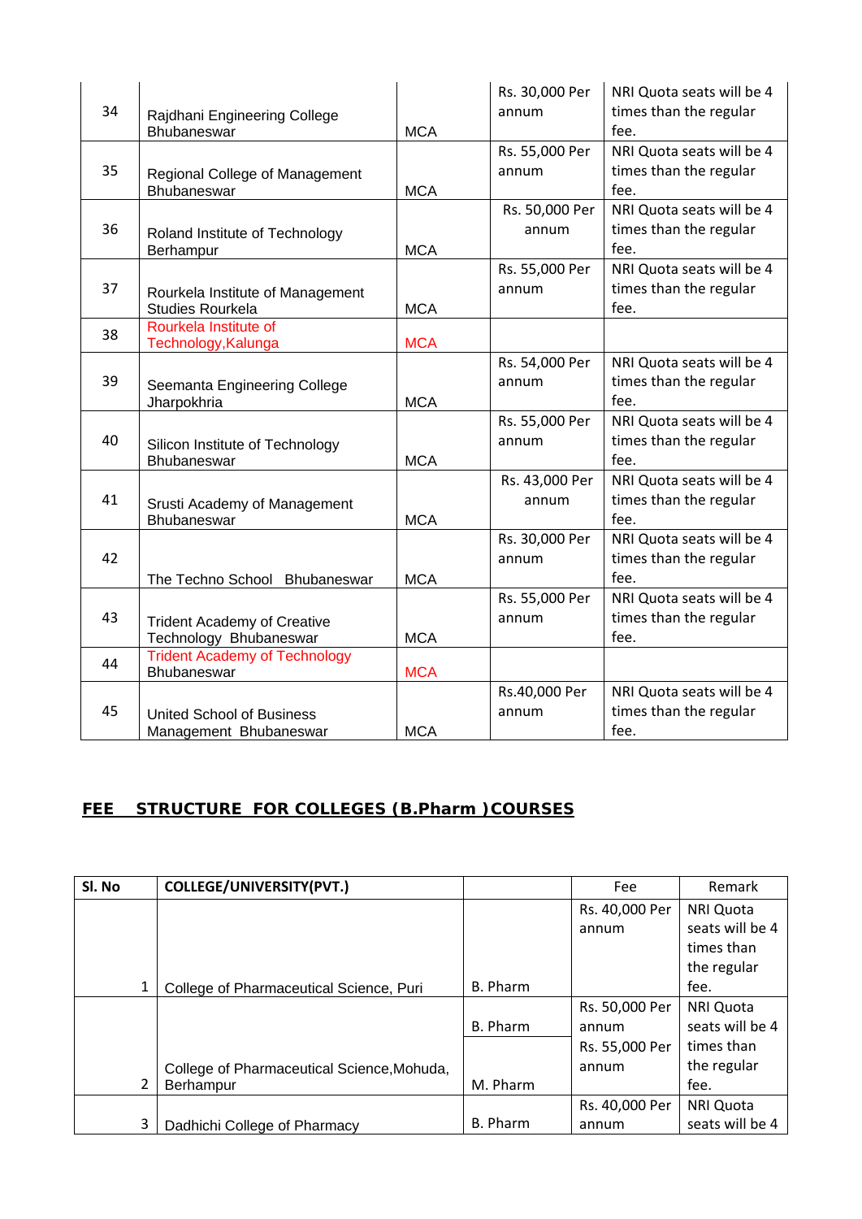| | | | | |
|---|---|---|---|---|
| 34 | Rajdhani Engineering College Bhubaneswar | MCA | Rs. 30,000 Per annum | NRI Quota seats will be 4 times than the regular fee. |
| 35 | Regional College of Management Bhubaneswar | MCA | Rs. 55,000 Per annum | NRI Quota seats will be 4 times than the regular fee. |
| 36 | Roland Institute of Technology Berhampur | MCA | Rs. 50,000 Per annum | NRI Quota seats will be 4 times than the regular fee. |
| 37 | Rourkela Institute of Management Studies Rourkela | MCA | Rs. 55,000 Per annum | NRI Quota seats will be 4 times than the regular fee. |
| 38 | Rourkela Institute of Technology,Kalunga | MCA | | |
| 39 | Seemanta Engineering College Jharpokhria | MCA | Rs. 54,000 Per annum | NRI Quota seats will be 4 times than the regular fee. |
| 40 | Silicon Institute of Technology Bhubaneswar | MCA | Rs. 55,000 Per annum | NRI Quota seats will be 4 times than the regular fee. |
| 41 | Srusti Academy of Management Bhubaneswar | MCA | Rs. 43,000 Per annum | NRI Quota seats will be 4 times than the regular fee. |
| 42 | The Techno School Bhubaneswar | MCA | Rs. 30,000 Per annum | NRI Quota seats will be 4 times than the regular fee. |
| 43 | Trident Academy of Creative Technology Bhubaneswar | MCA | Rs. 55,000 Per annum | NRI Quota seats will be 4 times than the regular fee. |
| 44 | Trident Academy of Technology Bhubaneswar | MCA | | |
| 45 | United School of Business Management Bhubaneswar | MCA | Rs.40,000 Per annum | NRI Quota seats will be 4 times than the regular fee. |

## FEE STRUCTURE FOR COLLEGES (B.Pharm )COURSES

| Sl. No | COLLEGE/UNIVERSITY(PVT.) | | Fee | Remark |
|---|---|---|---|---|
| 1 | College of Pharmaceutical Science, Puri | B. Pharm | Rs. 40,000 Per annum | NRI Quota seats will be 4 times than the regular fee. |
| 2 | College of Pharmaceutical Science,Mohuda, Berhampur | B. Pharm | Rs. 50,000 Per annum | NRI Quota seats will be 4 times than the regular fee. |
| | | M. Pharm | Rs. 55,000 Per annum | |
| 3 | Dadhichi College of Pharmacy | B. Pharm | Rs. 40,000 Per annum | NRI Quota seats will be 4 |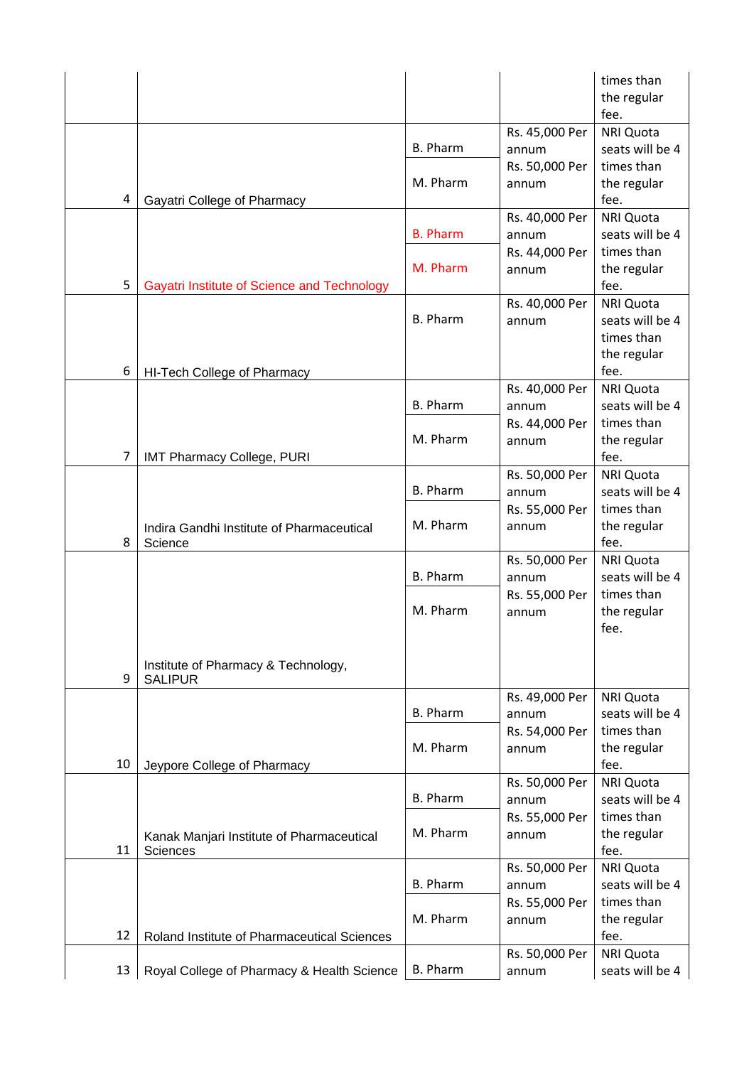| | | | | times than the regular fee. |
|---|---|---|---|---|
| 4 | Gayatri College of Pharmacy | B. Pharm | Rs. 45,000 Per annum | NRI Quota seats will be 4 times than the regular fee. |
| | | M. Pharm | Rs. 50,000 Per annum | |
| 5 | Gayatri Institute of Science and Technology | B. Pharm | Rs. 40,000 Per annum | NRI Quota seats will be 4 times than the regular fee. |
| | | M. Pharm | Rs. 44,000 Per annum | |
| 6 | HI-Tech College of Pharmacy | B. Pharm | Rs. 40,000 Per annum | NRI Quota seats will be 4 times than the regular fee. |
| 7 | IMT Pharmacy College, PURI | B. Pharm | Rs. 40,000 Per annum | NRI Quota seats will be 4 times than the regular fee. |
| | | M. Pharm | Rs. 44,000 Per annum | |
| 8 | Indira Gandhi Institute of Pharmaceutical Science | B. Pharm | Rs. 50,000 Per annum | NRI Quota seats will be 4 times than the regular fee. |
| | | M. Pharm | Rs. 55,000 Per annum | |
| 9 | Institute of Pharmacy & Technology, SALIPUR | B. Pharm | Rs. 50,000 Per annum | NRI Quota seats will be 4 times than the regular fee. |
| | | M. Pharm | Rs. 55,000 Per annum | |
| 10 | Jeypore College of Pharmacy | B. Pharm | Rs. 49,000 Per annum | NRI Quota seats will be 4 times than the regular fee. |
| | | M. Pharm | Rs. 54,000 Per annum | |
| 11 | Kanak Manjari Institute of Pharmaceutical Sciences | B. Pharm | Rs. 50,000 Per annum | NRI Quota seats will be 4 times than the regular fee. |
| | | M. Pharm | Rs. 55,000 Per annum | |
| 12 | Roland Institute of Pharmaceutical Sciences | B. Pharm | Rs. 50,000 Per annum | NRI Quota seats will be 4 times than the regular fee. |
| | | M. Pharm | Rs. 55,000 Per annum | |
| 13 | Royal College of Pharmacy & Health Science | B. Pharm | Rs. 50,000 Per annum | NRI Quota seats will be 4 |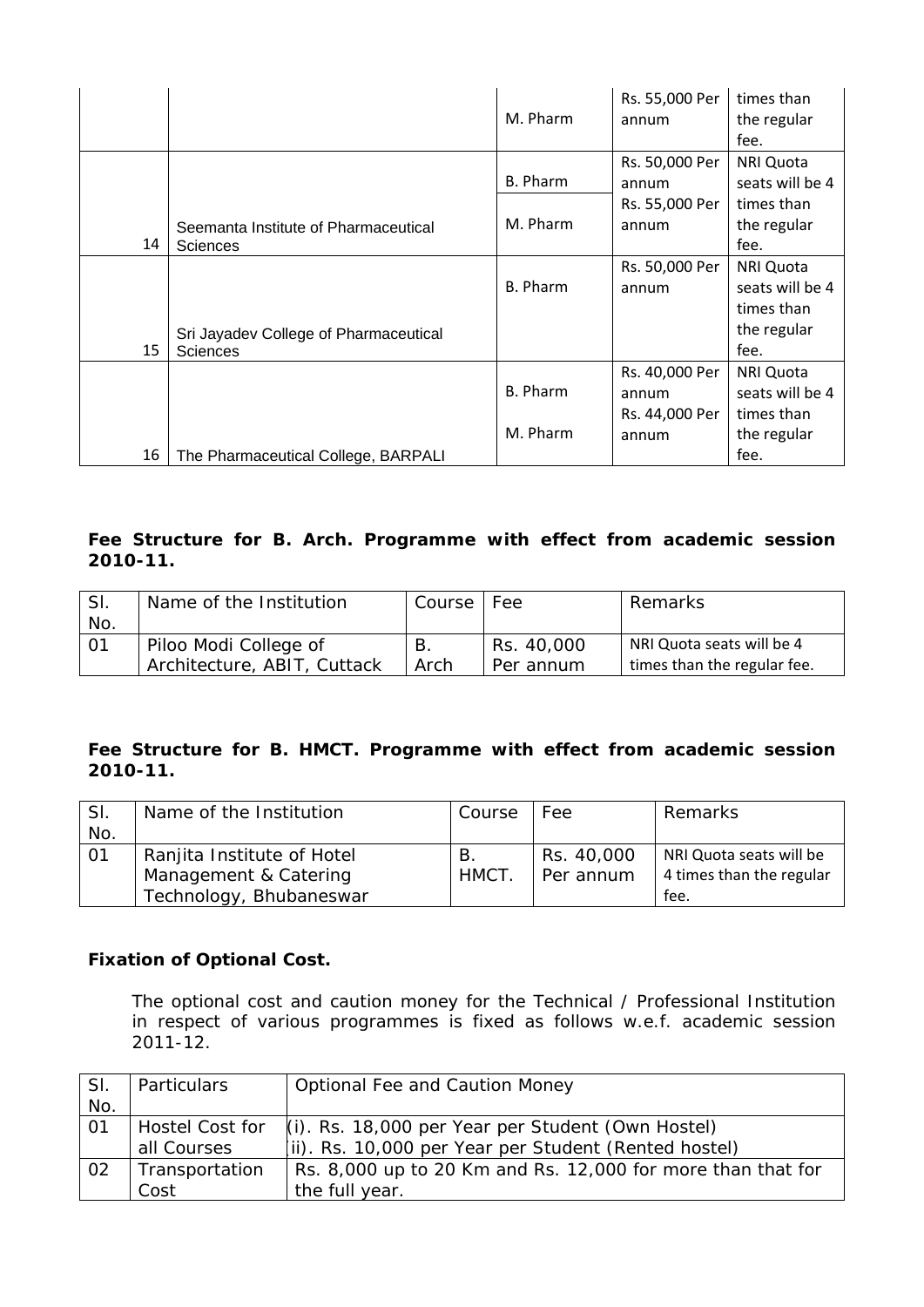|  |  | M. Pharm | Rs. 55,000 Per annum | times than the regular fee. |
|---|---|---|---|---|
| 14 | Seemanta Institute of Pharmaceutical Sciences | B. Pharm | Rs. 50,000 Per annum | NRI Quota seats will be 4 times than the regular fee. |
|  |  | M. Pharm | Rs. 55,000 Per annum |  |
| 15 | Sri Jayadev College of Pharmaceutical Sciences | B. Pharm | Rs. 50,000 Per annum | NRI Quota seats will be 4 times than the regular fee. |
| 16 | The Pharmaceutical College, BARPALI | B. Pharm | Rs. 40,000 Per annum | NRI Quota seats will be 4 times than the regular fee. |
|  |  | M. Pharm | Rs. 44,000 Per annum |  |

**Fee Structure for B. Arch. Programme with effect from academic session 2010-11.**

| Sl. No. | Name of the Institution | Course | Fee | Remarks |
|---|---|---|---|---|
| 01 | Piloo Modi College of Architecture, ABIT, Cuttack | B. Arch | Rs. 40,000 Per annum | NRI Quota seats will be 4 times than the regular fee. |

**Fee Structure for B. HMCT. Programme with effect from academic session 2010-11.**

| Sl. No. | Name of the Institution | Course | Fee | Remarks |
|---|---|---|---|---|
| 01 | Ranjita Institute of Hotel Management & Catering Technology, Bhubaneswar | B. HMCT. | Rs. 40,000 Per annum | NRI Quota seats will be 4 times than the regular fee. |

**Fixation of Optional Cost.**

The optional cost and caution money for the Technical / Professional Institution in respect of various programmes is fixed as follows w.e.f. academic session 2011-12.

| Sl. No. | Particulars | Optional Fee and Caution Money |
|---|---|---|
| 01 | Hostel Cost for all Courses | (i). Rs. 18,000 per Year per Student (Own Hostel)<br>(ii). Rs. 10,000 per Year per Student (Rented hostel) |
| 02 | Transportation Cost | Rs. 8,000 up to 20 Km and Rs. 12,000 for more than that for the full year. |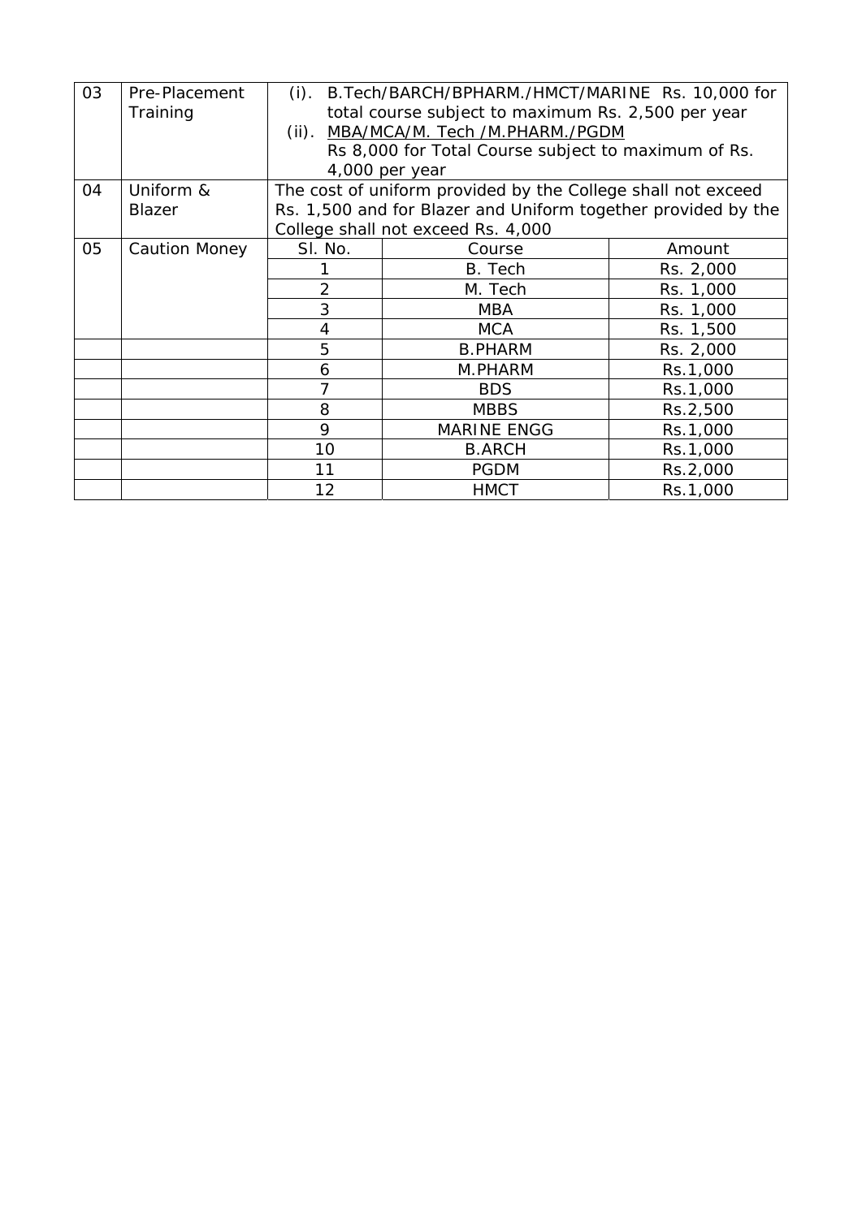| | | | | |
|---|---|---|---|---|
| 03 | Pre-Placement Training | (i). B.Tech/BARCH/BPHARM./HMCT/MARINE Rs. 10,000 for total course subject to maximum Rs. 2,500 per year<br>(ii). MBA/MCA/M. Tech /M.PHARM./PGDM Rs 8,000 for Total Course subject to maximum of Rs. 4,000 per year | | |
| 04 | Uniform & Blazer | The cost of uniform provided by the College shall not exceed Rs. 1,500 and for Blazer and Uniform together provided by the College shall not exceed Rs. 4,000 | | |
| 05 | Caution Money | Sl. No. | Course | Amount |
| | | 1 | B. Tech | Rs. 2,000 |
| | | 2 | M. Tech | Rs. 1,000 |
| | | 3 | MBA | Rs. 1,000 |
| | | 4 | MCA | Rs. 1,500 |
| | | 5 | B.PHARM | Rs. 2,000 |
| | | 6 | M.PHARM | Rs.1,000 |
| | | 7 | BDS | Rs.1,000 |
| | | 8 | MBBS | Rs.2,500 |
| | | 9 | MARINE ENGG | Rs.1,000 |
| | | 10 | B.ARCH | Rs.1,000 |
| | | 11 | PGDM | Rs.2,000 |
| | | 12 | HMCT | Rs.1,000 |